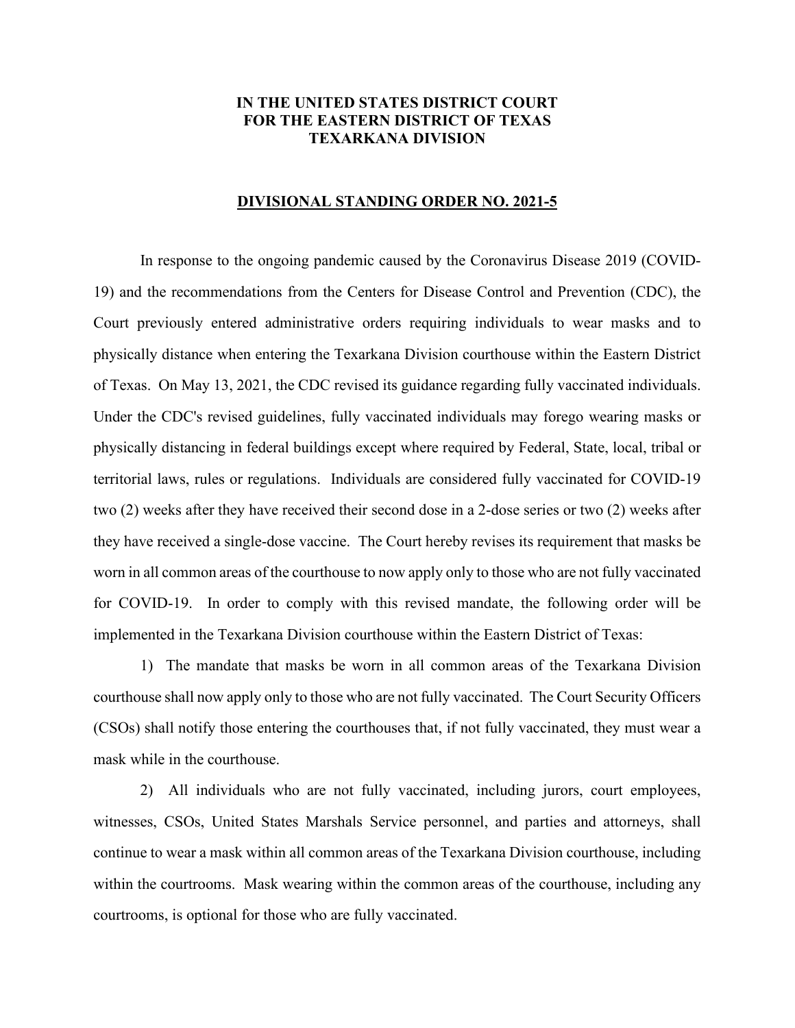**IN THE UNITED STATES DISTRICT COURT**
**FOR THE EASTERN DISTRICT OF TEXAS**
**TEXARKANA DIVISION**

**DIVISIONAL STANDING ORDER NO. 2021-5**

In response to the ongoing pandemic caused by the Coronavirus Disease 2019 (COVID-19) and the recommendations from the Centers for Disease Control and Prevention (CDC), the Court previously entered administrative orders requiring individuals to wear masks and to physically distance when entering the Texarkana Division courthouse within the Eastern District of Texas. On May 13, 2021, the CDC revised its guidance regarding fully vaccinated individuals. Under the CDC's revised guidelines, fully vaccinated individuals may forego wearing masks or physically distancing in federal buildings except where required by Federal, State, local, tribal or territorial laws, rules or regulations. Individuals are considered fully vaccinated for COVID-19 two (2) weeks after they have received their second dose in a 2-dose series or two (2) weeks after they have received a single-dose vaccine. The Court hereby revises its requirement that masks be worn in all common areas of the courthouse to now apply only to those who are not fully vaccinated for COVID-19. In order to comply with this revised mandate, the following order will be implemented in the Texarkana Division courthouse within the Eastern District of Texas:

1) The mandate that masks be worn in all common areas of the Texarkana Division courthouse shall now apply only to those who are not fully vaccinated. The Court Security Officers (CSOs) shall notify those entering the courthouses that, if not fully vaccinated, they must wear a mask while in the courthouse.

2) All individuals who are not fully vaccinated, including jurors, court employees, witnesses, CSOs, United States Marshals Service personnel, and parties and attorneys, shall continue to wear a mask within all common areas of the Texarkana Division courthouse, including within the courtrooms. Mask wearing within the common areas of the courthouse, including any courtrooms, is optional for those who are fully vaccinated.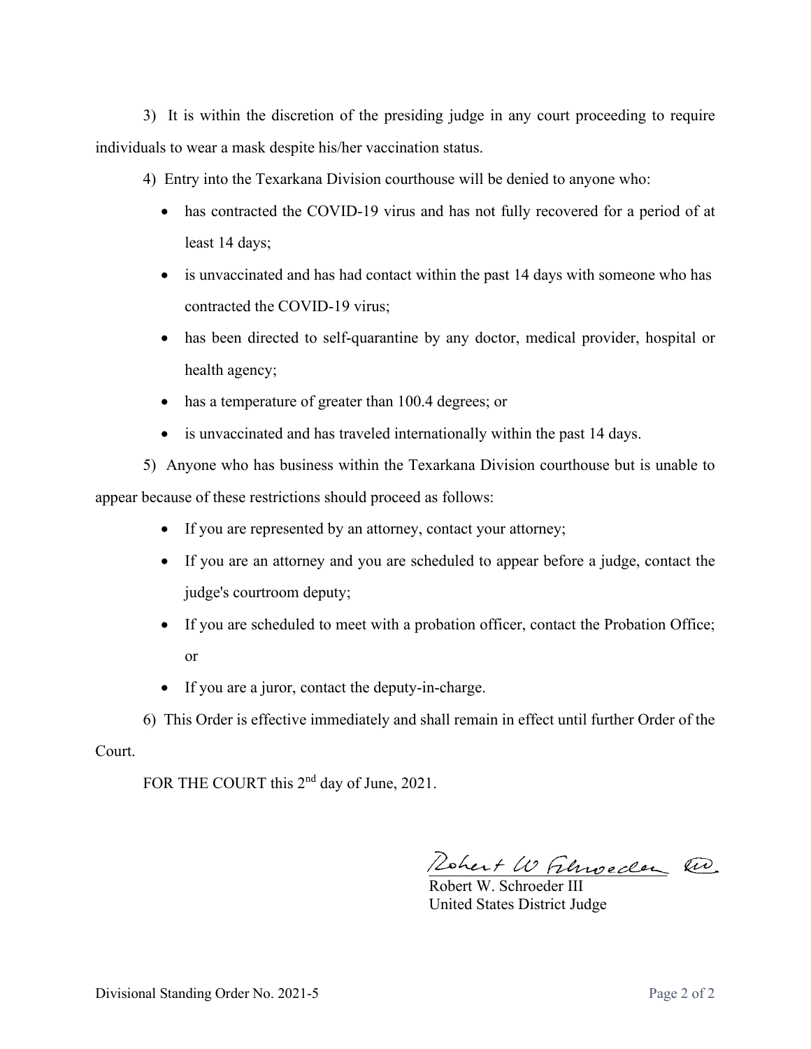3) It is within the discretion of the presiding judge in any court proceeding to require individuals to wear a mask despite his/her vaccination status.

4) Entry into the Texarkana Division courthouse will be denied to anyone who:

- has contracted the COVID-19 virus and has not fully recovered for a period of at least 14 days;
- is unvaccinated and has had contact within the past 14 days with someone who has contracted the COVID-19 virus;
- has been directed to self-quarantine by any doctor, medical provider, hospital or health agency;
- has a temperature of greater than 100.4 degrees; or
- is unvaccinated and has traveled internationally within the past 14 days.

5) Anyone who has business within the Texarkana Division courthouse but is unable to appear because of these restrictions should proceed as follows:

- If you are represented by an attorney, contact your attorney;
- If you are an attorney and you are scheduled to appear before a judge, contact the judge's courtroom deputy;
- If you are scheduled to meet with a probation officer, contact the Probation Office; or
- If you are a juror, contact the deputy-in-charge.

6) This Order is effective immediately and shall remain in effect until further Order of the Court.

FOR THE COURT this 2nd day of June, 2021.

Robert W. Schroeder III
United States District Judge

Divisional Standing Order No. 2021-5